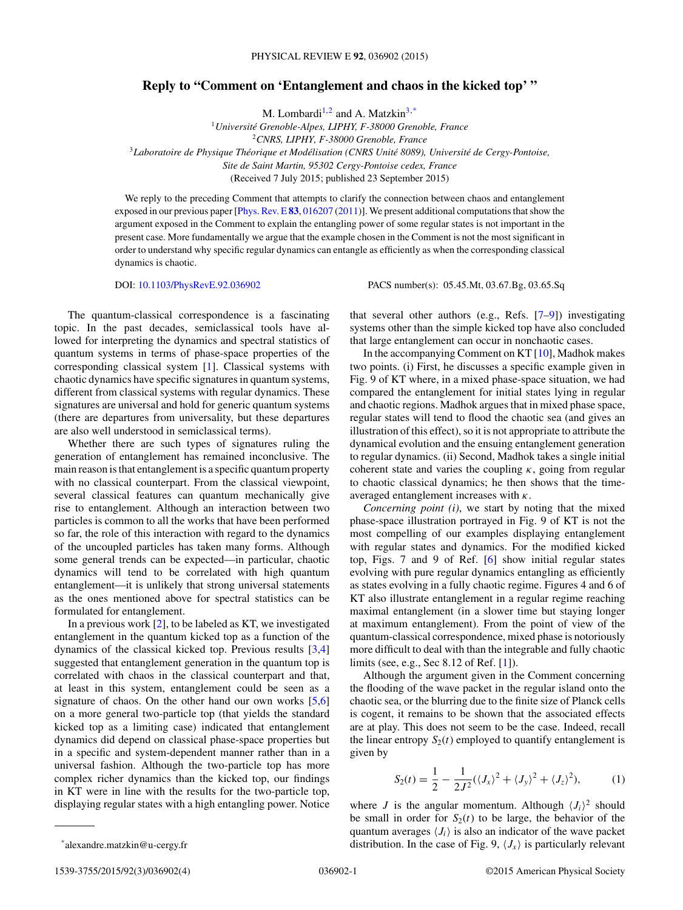# Reply to "Comment on 'Entanglement and chaos in the kicked top' "

M. Lombardi[1,2] and A. Matzkin[3,*]

[1]*Université Grenoble-Alpes, LIPHY, F-38000 Grenoble, France*
[2]*CNRS, LIPHY, F-38000 Grenoble, France*
[3]*Laboratoire de Physique Théorique et Modélisation (CNRS Unité 8089), Université de Cergy-Pontoise, Site de Saint Martin, 95302 Cergy-Pontoise cedex, France*

(Received 7 July 2015; published 23 September 2015)

We reply to the preceding Comment that attempts to clarify the connection between chaos and entanglement exposed in our previous paper [Phys. Rev. E **83**, 016207 (2011)]. We present additional computations that show the argument exposed in the Comment to explain the entangling power of some regular states is not important in the present case. More fundamentally we argue that the example chosen in the Comment is not the most significant in order to understand why specific regular dynamics can entangle as efficiently as when the corresponding classical dynamics is chaotic.

DOI: 10.1103/PhysRevE.92.036902 PACS number(s): 05.45.Mt, 03.67.Bg, 03.65.Sq

The quantum-classical correspondence is a fascinating topic. In the past decades, semiclassical tools have allowed for interpreting the dynamics and spectral statistics of quantum systems in terms of phase-space properties of the corresponding classical system [1]. Classical systems with chaotic dynamics have specific signatures in quantum systems, different from classical systems with regular dynamics. These signatures are universal and hold for generic quantum systems (there are departures from universality, but these departures are also well understood in semiclassical terms).

Whether there are such types of signatures ruling the generation of entanglement has remained inconclusive. The main reason is that entanglement is a specific quantum property with no classical counterpart. From the classical viewpoint, several classical features can quantum mechanically give rise to entanglement. Although an interaction between two particles is common to all the works that have been performed so far, the role of this interaction with regard to the dynamics of the uncoupled particles has taken many forms. Although some general trends can be expected—in particular, chaotic dynamics will tend to be correlated with high quantum entanglement—it is unlikely that strong universal statements as the ones mentioned above for spectral statistics can be formulated for entanglement.

In a previous work [2], to be labeled as KT, we investigated entanglement in the quantum kicked top as a function of the dynamics of the classical kicked top. Previous results [3,4] suggested that entanglement generation in the quantum top is correlated with chaos in the classical counterpart and that, at least in this system, entanglement could be seen as a signature of chaos. On the other hand our own works [5,6] on a more general two-particle top (that yields the standard kicked top as a limiting case) indicated that entanglement dynamics did depend on classical phase-space properties but in a specific and system-dependent manner rather than in a universal fashion. Although the two-particle top has more complex richer dynamics than the kicked top, our findings in KT were in line with the results for the two-particle top, displaying regular states with a high entangling power. Notice that several other authors (e.g., Refs. [7–9]) investigating systems other than the simple kicked top have also concluded that large entanglement can occur in nonchaotic cases.

In the accompanying Comment on KT [10], Madhok makes two points. (i) First, he discusses a specific example given in Fig. 9 of KT where, in a mixed phase-space situation, we had compared the entanglement for initial states lying in regular and chaotic regions. Madhok argues that in mixed phase space, regular states will tend to flood the chaotic sea (and gives an illustration of this effect), so it is not appropriate to attribute the dynamical evolution and the ensuing entanglement generation to regular dynamics. (ii) Second, Madhok takes a single initial coherent state and varies the coupling $\kappa$, going from regular to chaotic classical dynamics; he then shows that the time-averaged entanglement increases with $\kappa$.

*Concerning point (i)*, we start by noting that the mixed phase-space illustration portrayed in Fig. 9 of KT is not the most compelling of our examples displaying entanglement with regular states and dynamics. For the modified kicked top, Figs. 7 and 9 of Ref. [6] show initial regular states evolving with pure regular dynamics entangling as efficiently as states evolving in a fully chaotic regime. Figures 4 and 6 of KT also illustrate entanglement in a regular regime reaching maximal entanglement (in a slower time but staying longer at maximum entanglement). From the point of view of the quantum-classical correspondence, mixed phase is notoriously more difficult to deal with than the integrable and fully chaotic limits (see, e.g., Sec 8.12 of Ref. [1]).

Although the argument given in the Comment concerning the flooding of the wave packet in the regular island onto the chaotic sea, or the blurring due to the finite size of Planck cells is cogent, it remains to be shown that the associated effects are at play. This does not seem to be the case. Indeed, recall the linear entropy $S_2(t)$ employed to quantify entanglement is given by

$$S_2(t) = \frac{1}{2} - \frac{1}{2J^2}(\langle J_x\rangle^2 + \langle J_y\rangle^2 + \langle J_z\rangle^2), \tag{1}$$

where $J$ is the angular momentum. Although $\langle J_i\rangle^2$ should be small in order for $S_2(t)$ to be large, the behavior of the quantum averages $\langle J_i\rangle$ is also an indicator of the wave packet distribution. In the case of Fig. 9, $\langle J_x\rangle$ is particularly relevant

*alexandre.matzkin@u-cergy.fr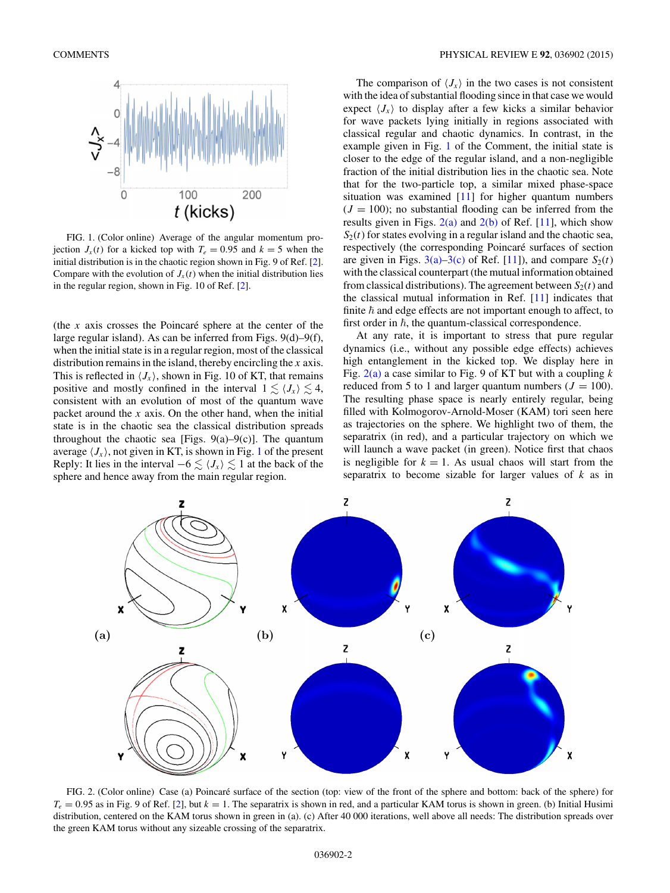FIG. 1. (Color online) Average of the angular momentum projection $J_x(t)$ for a kicked top with $T_e = 0.95$ and $k = 5$ when the initial distribution is in the chaotic region shown in Fig. 9 of Ref. [2]. Compare with the evolution of $J_x(t)$ when the initial distribution lies in the regular region, shown in Fig. 10 of Ref. [2].

(the $x$ axis crosses the Poincaré sphere at the center of the large regular island). As can be inferred from Figs. 9(d)–9(f), when the initial state is in a regular region, most of the classical distribution remains in the island, thereby encircling the $x$ axis. This is reflected in $\langle J_x \rangle$, shown in Fig. 10 of KT, that remains positive and mostly confined in the interval $1 \lesssim \langle J_x \rangle \lesssim 4$, consistent with an evolution of most of the quantum wave packet around the $x$ axis. On the other hand, when the initial state is in the chaotic sea the classical distribution spreads throughout the chaotic sea [Figs. 9(a)–9(c)]. The quantum average $\langle J_x \rangle$, not given in KT, is shown in Fig. 1 of the present Reply: It lies in the interval $-6 \lesssim \langle J_x \rangle \lesssim 1$ at the back of the sphere and hence away from the main regular region.

The comparison of $\langle J_x \rangle$ in the two cases is not consistent with the idea of substantial flooding since in that case we would expect $\langle J_x \rangle$ to display after a few kicks a similar behavior for wave packets lying initially in regions associated with classical regular and chaotic dynamics. In contrast, in the example given in Fig. 1 of the Comment, the initial state is closer to the edge of the regular island, and a non-negligible fraction of the initial distribution lies in the chaotic sea. Note that for the two-particle top, a similar mixed phase-space situation was examined [11] for higher quantum numbers ($J = 100$); no substantial flooding can be inferred from the results given in Figs. 2(a) and 2(b) of Ref. [11], which show $S_2(t)$ for states evolving in a regular island and the chaotic sea, respectively (the corresponding Poincaré surfaces of section are given in Figs. 3(a)–3(c) of Ref. [11]), and compare $S_2(t)$ with the classical counterpart (the mutual information obtained from classical distributions). The agreement between $S_2(t)$ and the classical mutual information in Ref. [11] indicates that finite $\hbar$ and edge effects are not important enough to affect, to first order in $\hbar$, the quantum-classical correspondence.

At any rate, it is important to stress that pure regular dynamics (i.e., without any possible edge effects) achieves high entanglement in the kicked top. We display here in Fig. 2(a) a case similar to Fig. 9 of KT but with a coupling $k$ reduced from 5 to 1 and larger quantum numbers ($J = 100$). The resulting phase space is nearly entirely regular, being filled with Kolmogorov-Arnold-Moser (KAM) tori seen here as trajectories on the sphere. We highlight two of them, the separatrix (in red), and a particular trajectory on which we will launch a wave packet (in green). Notice first that chaos is negligible for $k = 1$. As usual chaos will start from the separatrix to become sizable for larger values of $k$ as in

FIG. 2. (Color online) Case (a) Poincaré surface of the section (top: view of the front of the sphere and bottom: back of the sphere) for $T_e = 0.95$ as in Fig. 9 of Ref. [2], but $k = 1$. The separatrix is shown in red, and a particular KAM torus is shown in green. (b) Initial Husimi distribution, centered on the KAM torus shown in green in (a). (c) After 40 000 iterations, well above all needs: The distribution spreads over the green KAM torus without any sizeable crossing of the separatrix.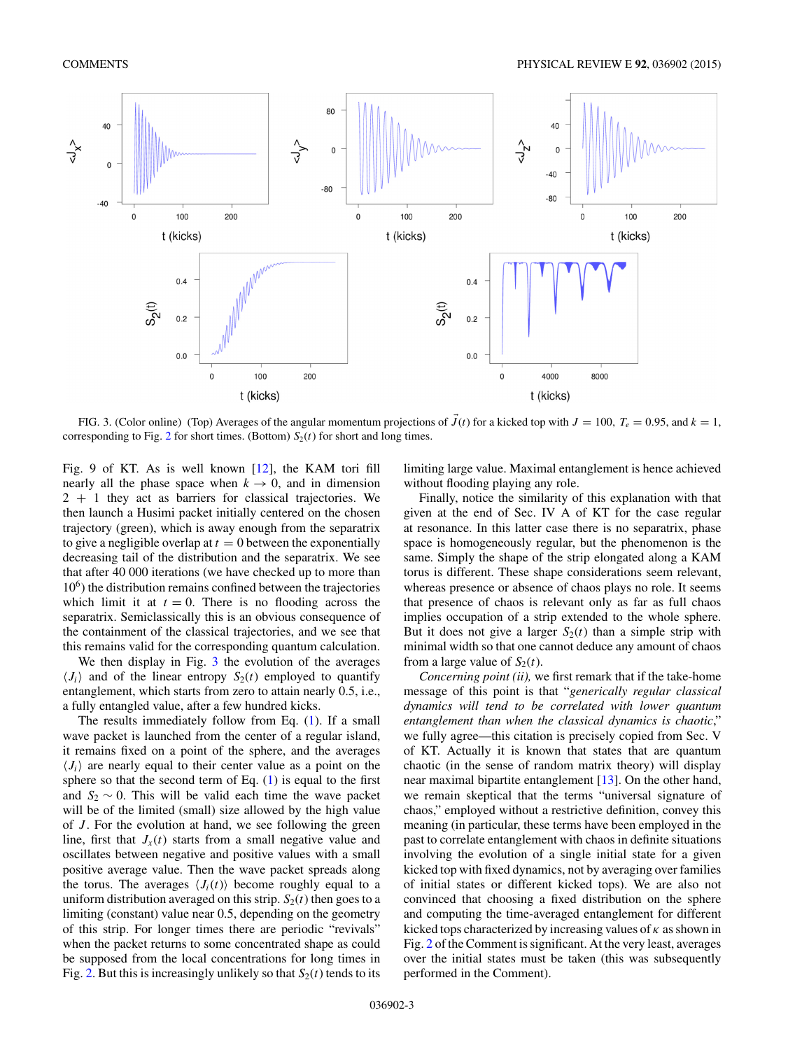FIG. 3. (Color online) (Top) Averages of the angular momentum projections of $\vec{J}(t)$ for a kicked top with $J = 100$, $T_\epsilon = 0.95$, and $k = 1$, corresponding to Fig. 2 for short times. (Bottom) $S_2(t)$ for short and long times.

Fig. 9 of KT. As is well known [12], the KAM tori fill nearly all the phase space when $k \to 0$, and in dimension $2 + 1$ they act as barriers for classical trajectories. We then launch a Husimi packet initially centered on the chosen trajectory (green), which is away enough from the separatrix to give a negligible overlap at $t = 0$ between the exponentially decreasing tail of the distribution and the separatrix. We see that after 40 000 iterations (we have checked up to more than $10^6$) the distribution remains confined between the trajectories which limit it at $t = 0$. There is no flooding across the separatrix. Semiclassically this is an obvious consequence of the containment of the classical trajectories, and we see that this remains valid for the corresponding quantum calculation.

We then display in Fig. 3 the evolution of the averages $\langle J_i \rangle$ and of the linear entropy $S_2(t)$ employed to quantify entanglement, which starts from zero to attain nearly 0.5, i.e., a fully entangled value, after a few hundred kicks.

The results immediately follow from Eq. (1). If a small wave packet is launched from the center of a regular island, it remains fixed on a point of the sphere, and the averages $\langle J_i \rangle$ are nearly equal to their center value as a point on the sphere so that the second term of Eq. (1) is equal to the first and $S_2 \sim 0$. This will be valid each time the wave packet will be of the limited (small) size allowed by the high value of $J$. For the evolution at hand, we see following the green line, first that $J_x(t)$ starts from a small negative value and oscillates between negative and positive values with a small positive average value. Then the wave packet spreads along the torus. The averages $\langle J_i(t) \rangle$ become roughly equal to a uniform distribution averaged on this strip. $S_2(t)$ then goes to a limiting (constant) value near 0.5, depending on the geometry of this strip. For longer times there are periodic "revivals" when the packet returns to some concentrated shape as could be supposed from the local concentrations for long times in Fig. 2. But this is increasingly unlikely so that $S_2(t)$ tends to its limiting large value. Maximal entanglement is hence achieved without flooding playing any role.

Finally, notice the similarity of this explanation with that given at the end of Sec. IV A of KT for the case regular at resonance. In this latter case there is no separatrix, phase space is homogeneously regular, but the phenomenon is the same. Simply the shape of the strip elongated along a KAM torus is different. These shape considerations seem relevant, whereas presence or absence of chaos plays no role. It seems that presence of chaos is relevant only as far as full chaos implies occupation of a strip extended to the whole sphere. But it does not give a larger $S_2(t)$ than a simple strip with minimal width so that one cannot deduce any amount of chaos from a large value of $S_2(t)$.

*Concerning point (ii),* we first remark that if the take-home message of this point is that "*generically regular classical dynamics will tend to be correlated with lower quantum entanglement than when the classical dynamics is chaotic*," we fully agree—this citation is precisely copied from Sec. V of KT. Actually it is known that states that are quantum chaotic (in the sense of random matrix theory) will display near maximal bipartite entanglement [13]. On the other hand, we remain skeptical that the terms "universal signature of chaos," employed without a restrictive definition, convey this meaning (in particular, these terms have been employed in the past to correlate entanglement with chaos in definite situations involving the evolution of a single initial state for a given kicked top with fixed dynamics, not by averaging over families of initial states or different kicked tops). We are also not convinced that choosing a fixed distribution on the sphere and computing the time-averaged entanglement for different kicked tops characterized by increasing values of $\kappa$ as shown in Fig. 2 of the Comment is significant. At the very least, averages over the initial states must be taken (this was subsequently performed in the Comment).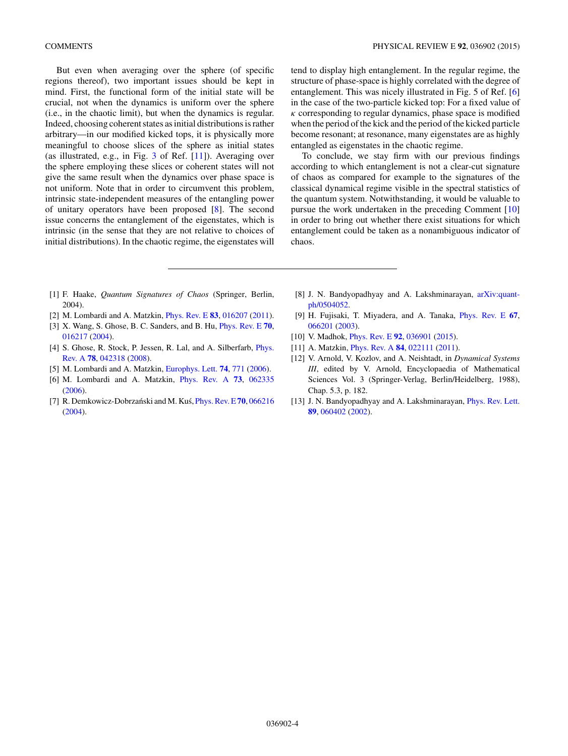But even when averaging over the sphere (of specific regions thereof), two important issues should be kept in mind. First, the functional form of the initial state will be crucial, not when the dynamics is uniform over the sphere (i.e., in the chaotic limit), but when the dynamics is regular. Indeed, choosing coherent states as initial distributions is rather arbitrary—in our modified kicked tops, it is physically more meaningful to choose slices of the sphere as initial states (as illustrated, e.g., in Fig. 3 of Ref. [11]). Averaging over the sphere employing these slices or coherent states will not give the same result when the dynamics over phase space is not uniform. Note that in order to circumvent this problem, intrinsic state-independent measures of the entangling power of unitary operators have been proposed [8]. The second issue concerns the entanglement of the eigenstates, which is intrinsic (in the sense that they are not relative to choices of initial distributions). In the chaotic regime, the eigenstates will tend to display high entanglement. In the regular regime, the structure of phase-space is highly correlated with the degree of entanglement. This was nicely illustrated in Fig. 5 of Ref. [6] in the case of the two-particle kicked top: For a fixed value of $\kappa$ corresponding to regular dynamics, phase space is modified when the period of the kick and the period of the kicked particle become resonant; at resonance, many eigenstates are as highly entangled as eigenstates in the chaotic regime.

To conclude, we stay firm with our previous findings according to which entanglement is not a clear-cut signature of chaos as compared for example to the signatures of the classical dynamical regime visible in the spectral statistics of the quantum system. Notwithstanding, it would be valuable to pursue the work undertaken in the preceding Comment [10] in order to bring out whether there exist situations for which entanglement could be taken as a nonambiguous indicator of chaos.

---

[1] F. Haake, *Quantum Signatures of Chaos* (Springer, Berlin, 2004).

[2] M. Lombardi and A. Matzkin, Phys. Rev. E **83**, 016207 (2011).

[3] X. Wang, S. Ghose, B. C. Sanders, and B. Hu, Phys. Rev. E **70**, 016217 (2004).

[4] S. Ghose, R. Stock, P. Jessen, R. Lal, and A. Silberfarb, Phys. Rev. A **78**, 042318 (2008).

[5] M. Lombardi and A. Matzkin, Europhys. Lett. **74**, 771 (2006).

[6] M. Lombardi and A. Matzkin, Phys. Rev. A **73**, 062335 (2006).

[7] R. Demkowicz-Dobrzański and M. Kuś, Phys. Rev. E **70**, 066216 (2004).

[8] J. N. Bandyopadhyay and A. Lakshminarayan, arXiv:quant-ph/0504052.

[9] H. Fujisaki, T. Miyadera, and A. Tanaka, Phys. Rev. E **67**, 066201 (2003).

[10] V. Madhok, Phys. Rev. E **92**, 036901 (2015).

[11] A. Matzkin, Phys. Rev. A **84**, 022111 (2011).

[12] V. Arnold, V. Kozlov, and A. Neishtadt, in *Dynamical Systems III*, edited by V. Arnold, Encyclopaedia of Mathematical Sciences Vol. 3 (Springer-Verlag, Berlin/Heidelberg, 1988), Chap. 5.3, p. 182.

[13] J. N. Bandyopadhyay and A. Lakshminarayan, Phys. Rev. Lett. **89**, 060402 (2002).